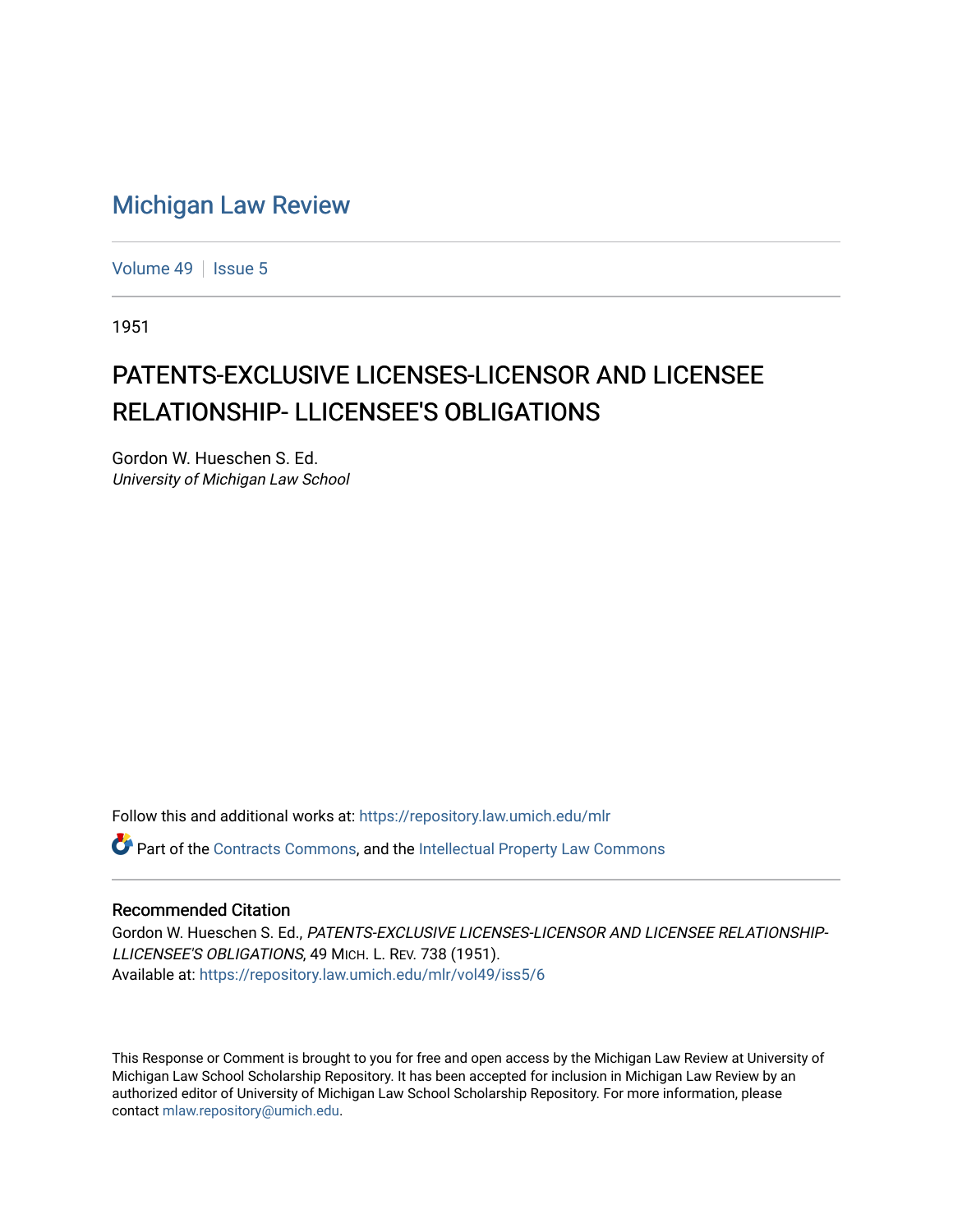# Michigan Law Review

Volume 49 | Issue 5

1951

## PATENTS-EXCLUSIVE LICENSES-LICENSOR AND LICENSEE RELATIONSHIP- LLICENSEE'S OBLIGATIONS

Gordon W. Hueschen S. Ed.
*University of Michigan Law School*

Follow this and additional works at: https://repository.law.umich.edu/mlr

Part of the Contracts Commons, and the Intellectual Property Law Commons

### Recommended Citation

Gordon W. Hueschen S. Ed., *PATENTS-EXCLUSIVE LICENSES-LICENSOR AND LICENSEE RELATIONSHIP-LLICENSEE'S OBLIGATIONS*, 49 MICH. L. REV. 738 (1951).
Available at: https://repository.law.umich.edu/mlr/vol49/iss5/6

This Response or Comment is brought to you for free and open access by the Michigan Law Review at University of Michigan Law School Scholarship Repository. It has been accepted for inclusion in Michigan Law Review by an authorized editor of University of Michigan Law School Scholarship Repository. For more information, please contact mlaw.repository@umich.edu.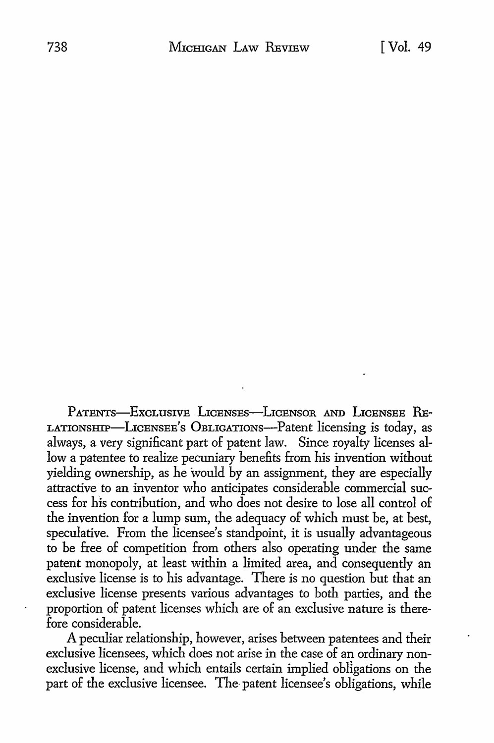PATENTS—EXCLUSIVE LICENSES—LICENSOR AND LICENSEE RELATIONSHIP—LICENSEE'S OBLIGATIONS—Patent licensing is today, as always, a very significant part of patent law. Since royalty licenses allow a patentee to realize pecuniary benefits from his invention without yielding ownership, as he would by an assignment, they are especially attractive to an inventor who anticipates considerable commercial success for his contribution, and who does not desire to lose all control of the invention for a lump sum, the adequacy of which must be, at best, speculative. From the licensee's standpoint, it is usually advantageous to be free of competition from others also operating under the same patent monopoly, at least within a limited area, and consequently an exclusive license is to his advantage. There is no question but that an exclusive license presents various advantages to both parties, and the proportion of patent licenses which are of an exclusive nature is therefore considerable.

A peculiar relationship, however, arises between patentees and their exclusive licensees, which does not arise in the case of an ordinary non-exclusive license, and which entails certain implied obligations on the part of the exclusive licensee. The patent licensee's obligations, while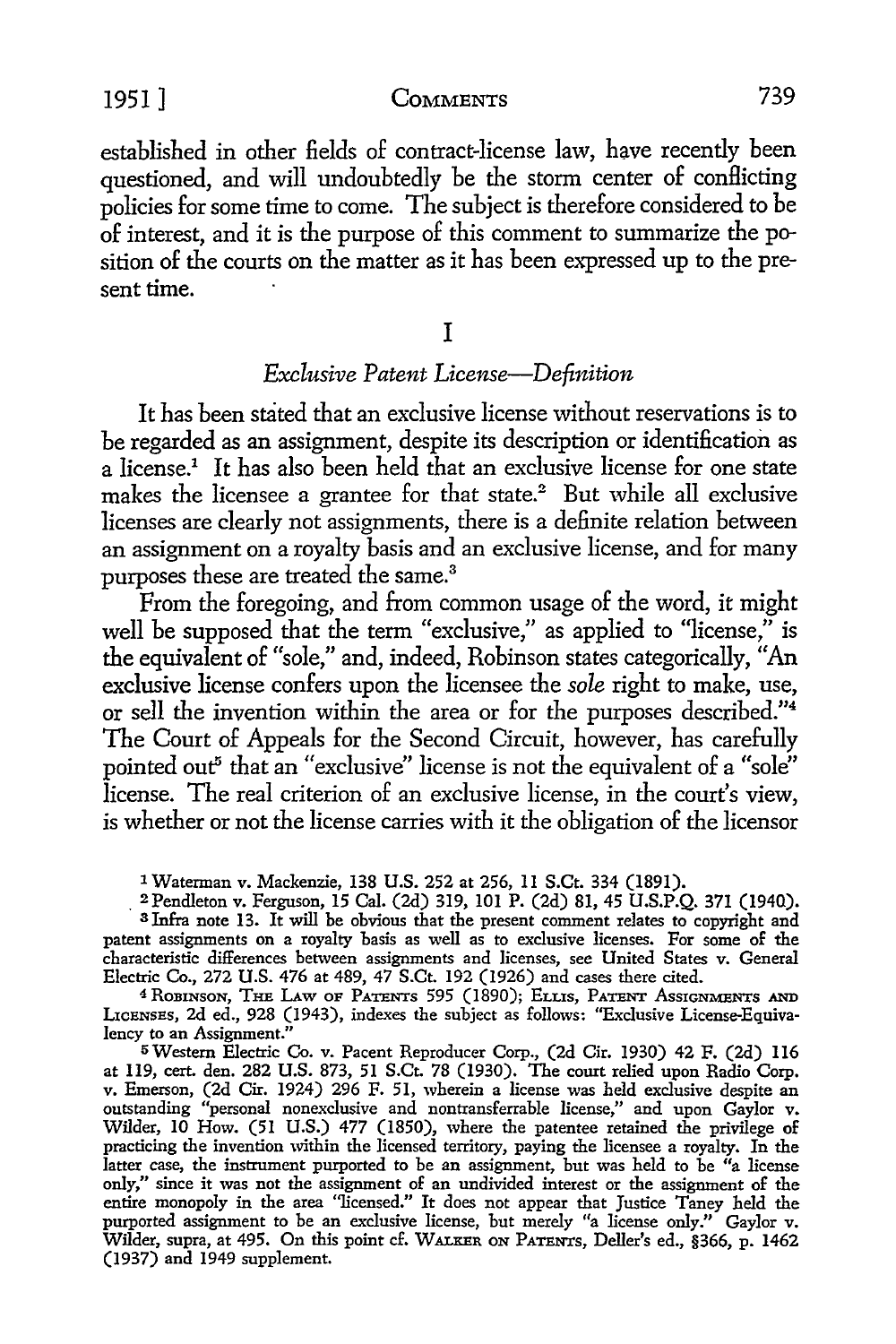established in other fields of contract-license law, have recently been questioned, and will undoubtedly be the storm center of conflicting policies for some time to come. The subject is therefore considered to be of interest, and it is the purpose of this comment to summarize the position of the courts on the matter as it has been expressed up to the present time.

## I

### *Exclusive Patent License—Definition*

It has been stated that an exclusive license without reservations is to be regarded as an assignment, despite its description or identification as a license.[1] It has also been held that an exclusive license for one state makes the licensee a grantee for that state.[2] But while all exclusive licenses are clearly not assignments, there is a definite relation between an assignment on a royalty basis and an exclusive license, and for many purposes these are treated the same.[3]

From the foregoing, and from common usage of the word, it might well be supposed that the term "exclusive," as applied to "license," is the equivalent of "sole," and, indeed, Robinson states categorically, "An exclusive license confers upon the licensee the *sole* right to make, use, or sell the invention within the area or for the purposes described."[4] The Court of Appeals for the Second Circuit, however, has carefully pointed out[5] that an "exclusive" license is not the equivalent of a "sole" license. The real criterion of an exclusive license, in the court's view, is whether or not the license carries with it the obligation of the licensor

---

[1] Waterman v. Mackenzie, 138 U.S. 252 at 256, 11 S.Ct. 334 (1891).

[2] Pendleton v. Ferguson, 15 Cal. (2d) 319, 101 P. (2d) 81, 45 U.S.P.Q. 371 (1940).

[3] Infra note 13. It will be obvious that the present comment relates to copyright and patent assignments on a royalty basis as well as to exclusive licenses. For some of the characteristic differences between assignments and licenses, see United States v. General Electric Co., 272 U.S. 476 at 489, 47 S.Ct. 192 (1926) and cases there cited.

[4] ROBINSON, THE LAW OF PATENTS 595 (1890); ELLIS, PATENT ASSIGNMENTS AND LICENSES, 2d ed., 928 (1943), indexes the subject as follows: "Exclusive License-Equivalency to an Assignment."

[5] Western Electric Co. v. Pacent Reproducer Corp., (2d Cir. 1930) 42 F. (2d) 116 at 119, cert. den. 282 U.S. 873, 51 S.Ct. 78 (1930). The court relied upon Radio Corp. v. Emerson, (2d Cir. 1924) 296 F. 51, wherein a license was held exclusive despite an outstanding "personal nonexclusive and nontransferrable license," and upon Gaylor v. Wilder, 10 How. (51 U.S.) 477 (1850), where the patentee retained the privilege of practicing the invention within the licensed territory, paying the licensee a royalty. In the latter case, the instrument purported to be an assignment, but was held to be "a license only," since it was not the assignment of an undivided interest or the assignment of the entire monopoly in the area "licensed." It does not appear that Justice Taney held the purported assignment to be an exclusive license, but merely "a license only." Gaylor v. Wilder, supra, at 495. On this point cf. WALKER ON PATENTS, Deller's ed., §366, p. 1462 (1937) and 1949 supplement.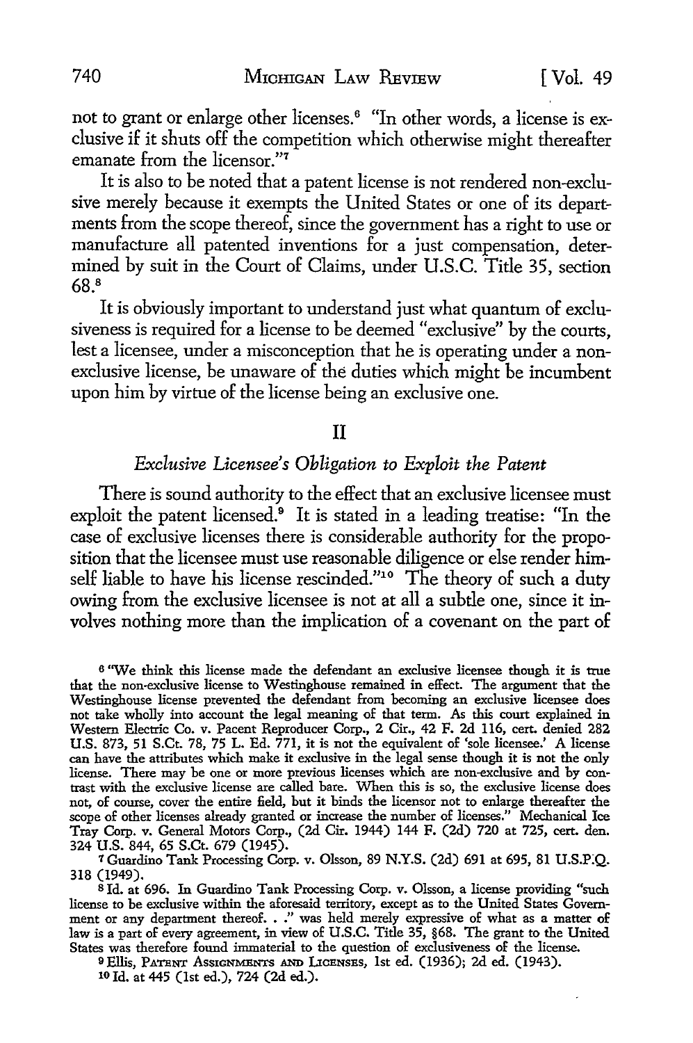not to grant or enlarge other licenses.[6] "In other words, a license is exclusive if it shuts off the competition which otherwise might thereafter emanate from the licensor."[7]

It is also to be noted that a patent license is not rendered non-exclusive merely because it exempts the United States or one of its departments from the scope thereof, since the government has a right to use or manufacture all patented inventions for a just compensation, determined by suit in the Court of Claims, under U.S.C. Title 35, section 68.[8]

It is obviously important to understand just what quantum of exclusiveness is required for a license to be deemed "exclusive" by the courts, lest a licensee, under a misconception that he is operating under a non-exclusive license, be unaware of the duties which might be incumbent upon him by virtue of the license being an exclusive one.

## II

### *Exclusive Licensee's Obligation to Exploit the Patent*

There is sound authority to the effect that an exclusive licensee must exploit the patent licensed.[9] It is stated in a leading treatise: "In the case of exclusive licenses there is considerable authority for the proposition that the licensee must use reasonable diligence or else render himself liable to have his license rescinded."[10] The theory of such a duty owing from the exclusive licensee is not at all a subtle one, since it involves nothing more than the implication of a covenant on the part of

---

[6] "We think this license made the defendant an exclusive licensee though it is true that the non-exclusive license to Westinghouse remained in effect. The argument that the Westinghouse license prevented the defendant from becoming an exclusive licensee does not take wholly into account the legal meaning of that term. As this court explained in Western Electric Co. v. Pacent Reproducer Corp., 2 Cir., 42 F. 2d 116, cert. denied 282 U.S. 873, 51 S.Ct. 78, 75 L. Ed. 771, it is not the equivalent of 'sole licensee.' A license can have the attributes which make it exclusive in the legal sense though it is not the only license. There may be one or more previous licenses which are non-exclusive and by contrast with the exclusive license are called bare. When this is so, the exclusive license does not, of course, cover the entire field, but it binds the licensor not to enlarge thereafter the scope of other licenses already granted or increase the number of licenses." Mechanical Ice Tray Corp. v. General Motors Corp., (2d Cir. 1944) 144 F. (2d) 720 at 725, cert. den. 324 U.S. 844, 65 S.Ct. 679 (1945).

[7] Guardino Tank Processing Corp. v. Olsson, 89 N.Y.S. (2d) 691 at 695, 81 U.S.P.Q. 318 (1949).

[8] Id. at 696. In Guardino Tank Processing Corp. v. Olsson, a license providing "such license to be exclusive within the aforesaid territory, except as to the United States Government or any department thereof. . ." was held merely expressive of what as a matter of law is a part of every agreement, in view of U.S.C. Title 35, §68. The grant to the United States was therefore found immaterial to the question of exclusiveness of the license.

[9] Ellis, Patent Assignments and Licenses, 1st ed. (1936); 2d ed. (1943).

[10] Id. at 445 (1st ed.), 724 (2d ed.).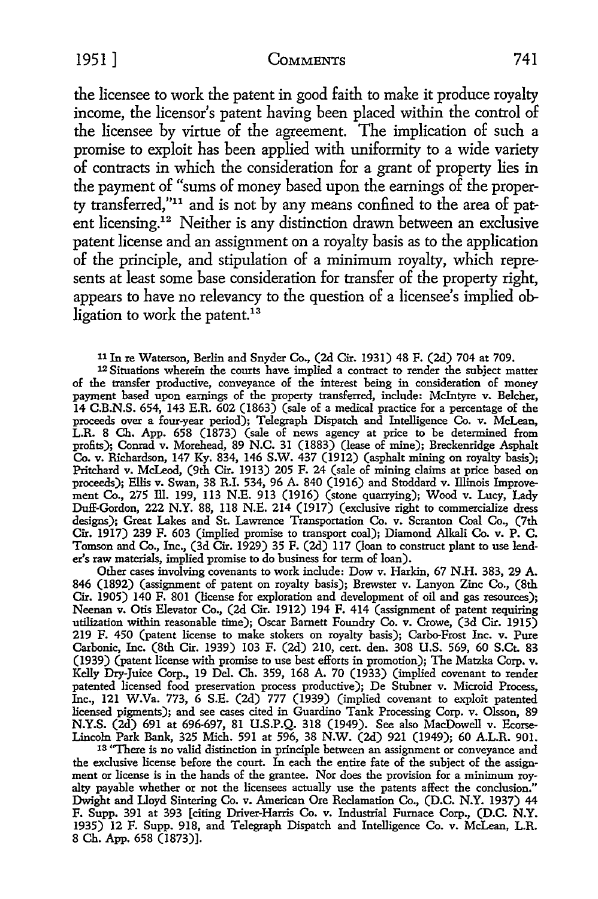the licensee to work the patent in good faith to make it produce royalty income, the licensor's patent having been placed within the control of the licensee by virtue of the agreement. The implication of such a promise to exploit has been applied with uniformity to a wide variety of contracts in which the consideration for a grant of property lies in the payment of "sums of money based upon the earnings of the property transferred,"[11] and is not by any means confined to the area of patent licensing.[12] Neither is any distinction drawn between an exclusive patent license and an assignment on a royalty basis as to the application of the principle, and stipulation of a minimum royalty, which represents at least some base consideration for transfer of the property right, appears to have no relevancy to the question of a licensee's implied obligation to work the patent.[13]

[11] In re Waterson, Berlin and Snyder Co., (2d Cir. 1931) 48 F. (2d) 704 at 709.

[12] Situations wherein the courts have implied a contract to render the subject matter of the transfer productive, conveyance of the interest being in consideration of money payment based upon earnings of the property transferred, include: McIntyre v. Belcher, 14 C.B.N.S. 654, 143 E.R. 602 (1863) (sale of a medical practice for a percentage of the proceeds over a four-year period); Telegraph Dispatch and Intelligence Co. v. McLean, L.R. 8 Ch. App. 658 (1873) (sale of news agency at price to be determined from profits); Conrad v. Morehead, 89 N.C. 31 (1883) (lease of mine); Breckenridge Asphalt Co. v. Richardson, 147 Ky. 834, 146 S.W. 437 (1912) (asphalt mining on royalty basis); Pritchard v. McLeod, (9th Cir. 1913) 205 F. 24 (sale of mining claims at price based on proceeds); Ellis v. Swan, 38 R.I. 534, 96 A. 840 (1916) and Stoddard v. Illinois Improvement Co., 275 Ill. 199, 113 N.E. 913 (1916) (stone quarrying); Wood v. Lucy, Lady Duff-Gordon, 222 N.Y. 88, 118 N.E. 214 (1917) (exclusive right to commercialize dress designs); Great Lakes and St. Lawrence Transportation Co. v. Scranton Coal Co., (7th Cir. 1917) 239 F. 603 (implied promise to transport coal); Diamond Alkali Co. v. P. C. Tomson and Co., Inc., (3d Cir. 1929) 35 F. (2d) 117 (loan to construct plant to use lender's raw materials, implied promise to do business for term of loan).

Other cases involving covenants to work include: Dow v. Harkin, 67 N.H. 383, 29 A. 846 (1892) (assignment of patent on royalty basis); Brewster v. Lanyon Zinc Co., (8th Cir. 1905) 140 F. 801 (license for exploration and development of oil and gas resources); Neenan v. Otis Elevator Co., (2d Cir. 1912) 194 F. 414 (assignment of patent requiring utilization within reasonable time); Oscar Barnett Foundry Co. v. Crowe, (3d Cir. 1915) 219 F. 450 (patent license to make stokers on royalty basis); Carbo-Frost Inc. v. Pure Carbonic, Inc. (8th Cir. 1939) 103 F. (2d) 210, cert. den. 308 U.S. 569, 60 S.Ct. 83 (1939) (patent license with promise to use best efforts in promotion); The Matzka Corp. v. Kelly Dry-Juice Corp., 19 Del. Ch. 359, 168 A. 70 (1933) (implied covenant to render patented licensed food preservation process productive); De Stubner v. Microid Process, Inc., 121 W.Va. 773, 6 S.E. (2d) 777 (1939) (implied covenant to exploit patented licensed pigments); and see cases cited in Guardino Tank Processing Corp. v. Olsson, 89 N.Y.S. (2d) 691 at 696-697, 81 U.S.P.Q. 318 (1949). See also MacDowell v. Ecorse-Lincoln Park Bank, 325 Mich. 591 at 596, 38 N.W. (2d) 921 (1949); 60 A.L.R. 901.

[13] "There is no valid distinction in principle between an assignment or conveyance and the exclusive license before the court. In each the entire fate of the subject of the assignment or license is in the hands of the grantee. Nor does the provision for a minimum royalty payable whether or not the licensees actually use the patents affect the conclusion." Dwight and Lloyd Sintering Co. v. American Ore Reclamation Co., (D.C. N.Y. 1937) 44 F. Supp. 391 at 393 [citing Driver-Harris Co. v. Industrial Furnace Corp., (D.C. N.Y. 1935) 12 F. Supp. 918, and Telegraph Dispatch and Intelligence Co. v. McLean, L.R. 8 Ch. App. 658 (1873)].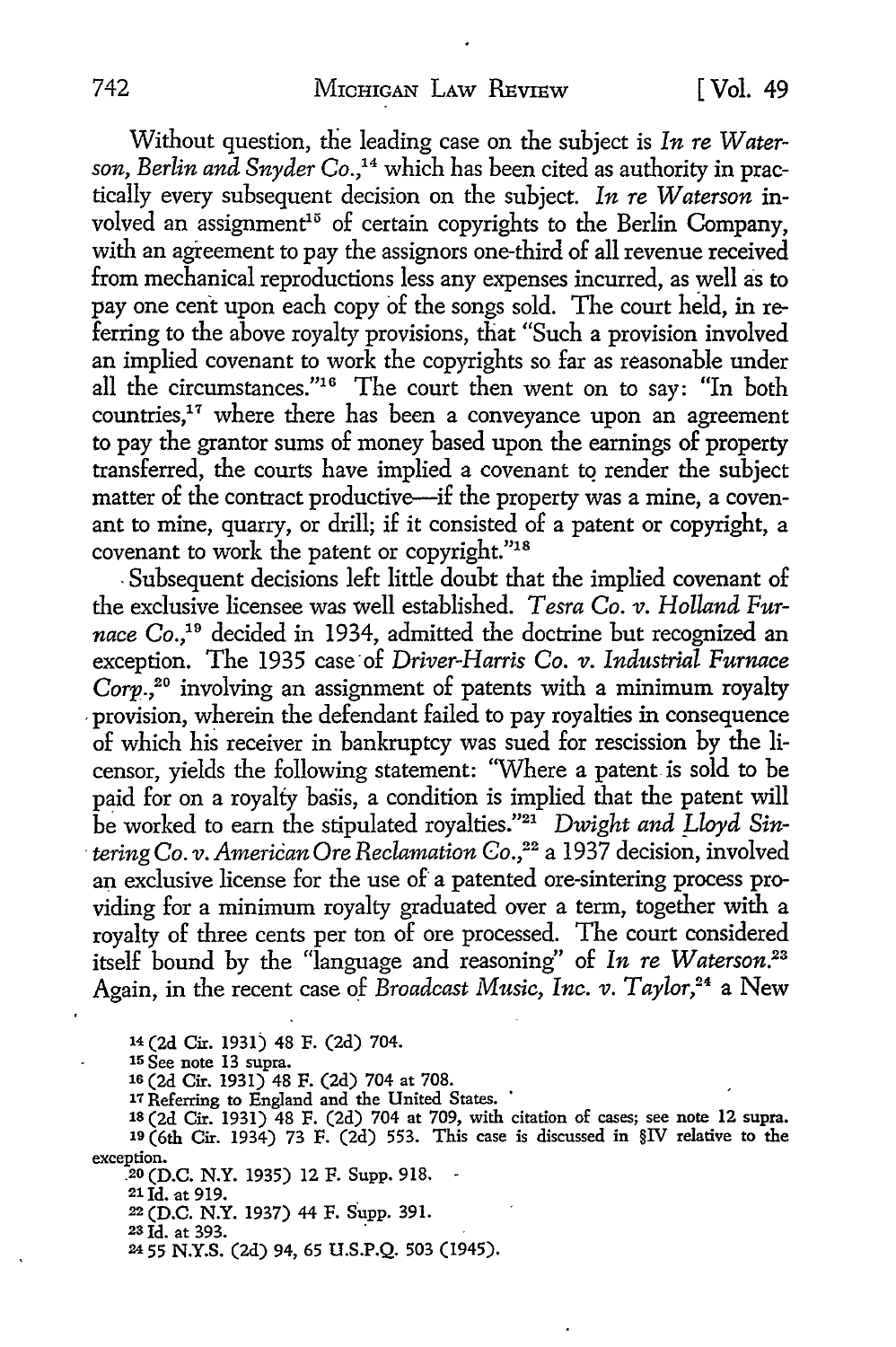Without question, the leading case on the subject is *In re Waterson, Berlin and Snyder Co.*,[14] which has been cited as authority in practically every subsequent decision on the subject. *In re Waterson* involved an assignment[15] of certain copyrights to the Berlin Company, with an agreement to pay the assignors one-third of all revenue received from mechanical reproductions less any expenses incurred, as well as to pay one cent upon each copy of the songs sold. The court held, in referring to the above royalty provisions, that "Such a provision involved an implied covenant to work the copyrights so far as reasonable under all the circumstances."[16] The court then went on to say: "In both countries,[17] where there has been a conveyance upon an agreement to pay the grantor sums of money based upon the earnings of property transferred, the courts have implied a covenant to render the subject matter of the contract productive—if the property was a mine, a covenant to mine, quarry, or drill; if it consisted of a patent or copyright, a covenant to work the patent or copyright."[18]

Subsequent decisions left little doubt that the implied covenant of the exclusive licensee was well established. *Tesra Co. v. Holland Furnace Co.*,[19] decided in 1934, admitted the doctrine but recognized an exception. The 1935 case of *Driver-Harris Co. v. Industrial Furnace Corp.*,[20] involving an assignment of patents with a minimum royalty provision, wherein the defendant failed to pay royalties in consequence of which his receiver in bankruptcy was sued for rescission by the licensor, yields the following statement: "Where a patent is sold to be paid for on a royalty basis, a condition is implied that the patent will be worked to earn the stipulated royalties."[21] *Dwight and Lloyd Sintering Co. v. American Ore Reclamation Co.*,[22] a 1937 decision, involved an exclusive license for the use of a patented ore-sintering process providing for a minimum royalty graduated over a term, together with a royalty of three cents per ton of ore processed. The court considered itself bound by the "language and reasoning" of *In re Waterson*.[23] Again, in the recent case of *Broadcast Music, Inc. v. Taylor*,[24] a New

---

14 (2d Cir. 1931) 48 F. (2d) 704.

15 See note 13 supra.

16 (2d Cir. 1931) 48 F. (2d) 704 at 708.

17 Referring to England and the United States.

18 (2d Cir. 1931) 48 F. (2d) 704 at 709, with citation of cases; see note 12 supra.

19 (6th Cir. 1934) 73 F. (2d) 553. This case is discussed in §IV relative to the exception.

20 (D.C. N.Y. 1935) 12 F. Supp. 918.

21 Id. at 919.

22 (D.C. N.Y. 1937) 44 F. Supp. 391.

23 Id. at 393.

24 55 N.Y.S. (2d) 94, 65 U.S.P.Q. 503 (1945).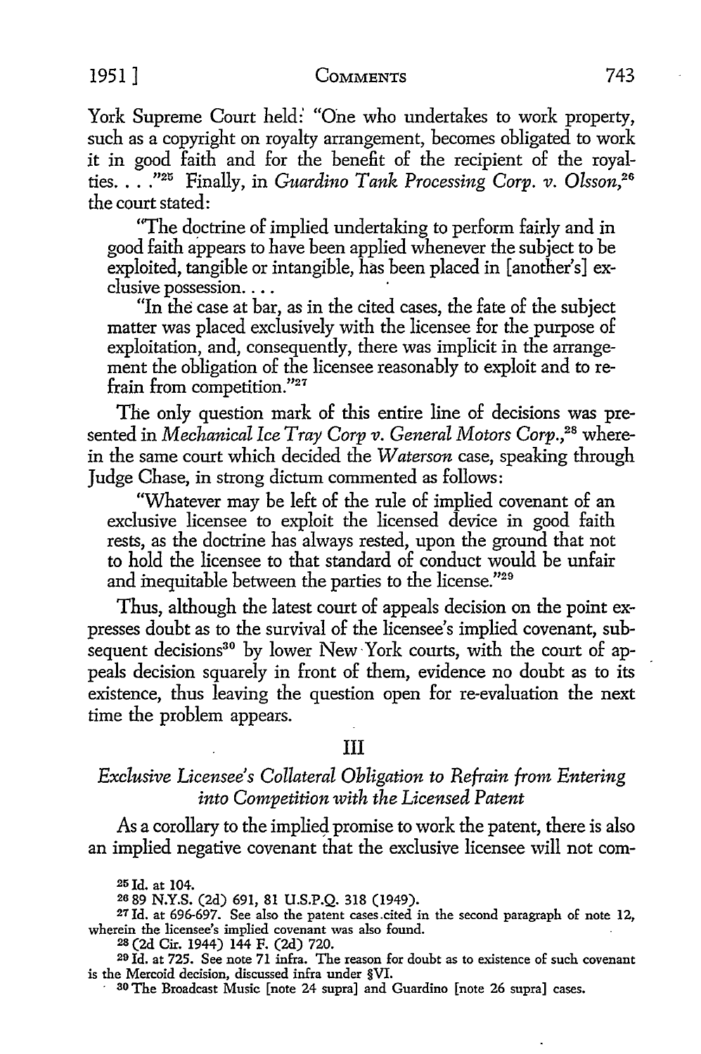York Supreme Court held: "One who undertakes to work property, such as a copyright on royalty arrangement, becomes obligated to work it in good faith and for the benefit of the recipient of the royalties. . . ."[25] Finally, in *Guardino Tank Processing Corp. v. Olsson,*[26] the court stated:

> "The doctrine of implied undertaking to perform fairly and in good faith appears to have been applied whenever the subject to be exploited, tangible or intangible, has been placed in [another's] exclusive possession. . . .
>
> "In the case at bar, as in the cited cases, the fate of the subject matter was placed exclusively with the licensee for the purpose of exploitation, and, consequently, there was implicit in the arrangement the obligation of the licensee reasonably to exploit and to refrain from competition."[27]

The only question mark of this entire line of decisions was presented in *Mechanical Ice Tray Corp v. General Motors Corp.,*[28] wherein the same court which decided the *Waterson* case, speaking through Judge Chase, in strong dictum commented as follows:

> "Whatever may be left of the rule of implied covenant of an exclusive licensee to exploit the licensed device in good faith rests, as the doctrine has always rested, upon the ground that not to hold the licensee to that standard of conduct would be unfair and inequitable between the parties to the license."[29]

Thus, although the latest court of appeals decision on the point expresses doubt as to the survival of the licensee's implied covenant, subsequent decisions[30] by lower New York courts, with the court of appeals decision squarely in front of them, evidence no doubt as to its existence, thus leaving the question open for re-evaluation the next time the problem appears.

## III

### *Exclusive Licensee's Collateral Obligation to Refrain from Entering into Competition with the Licensed Patent*

As a corollary to the implied promise to work the patent, there is also an implied negative covenant that the exclusive licensee will not com-

[25] Id. at 104.

[26] 89 N.Y.S. (2d) 691, 81 U.S.P.Q. 318 (1949).

[27] Id. at 696-697. See also the patent cases cited in the second paragraph of note 12, wherein the licensee's implied covenant was also found.

[28] (2d Cir. 1944) 144 F. (2d) 720.

[29] Id. at 725. See note 71 infra. The reason for doubt as to existence of such covenant is the Mercoid decision, discussed infra under §VI.

[30] The Broadcast Music [note 24 supra] and Guardino [note 26 supra] cases.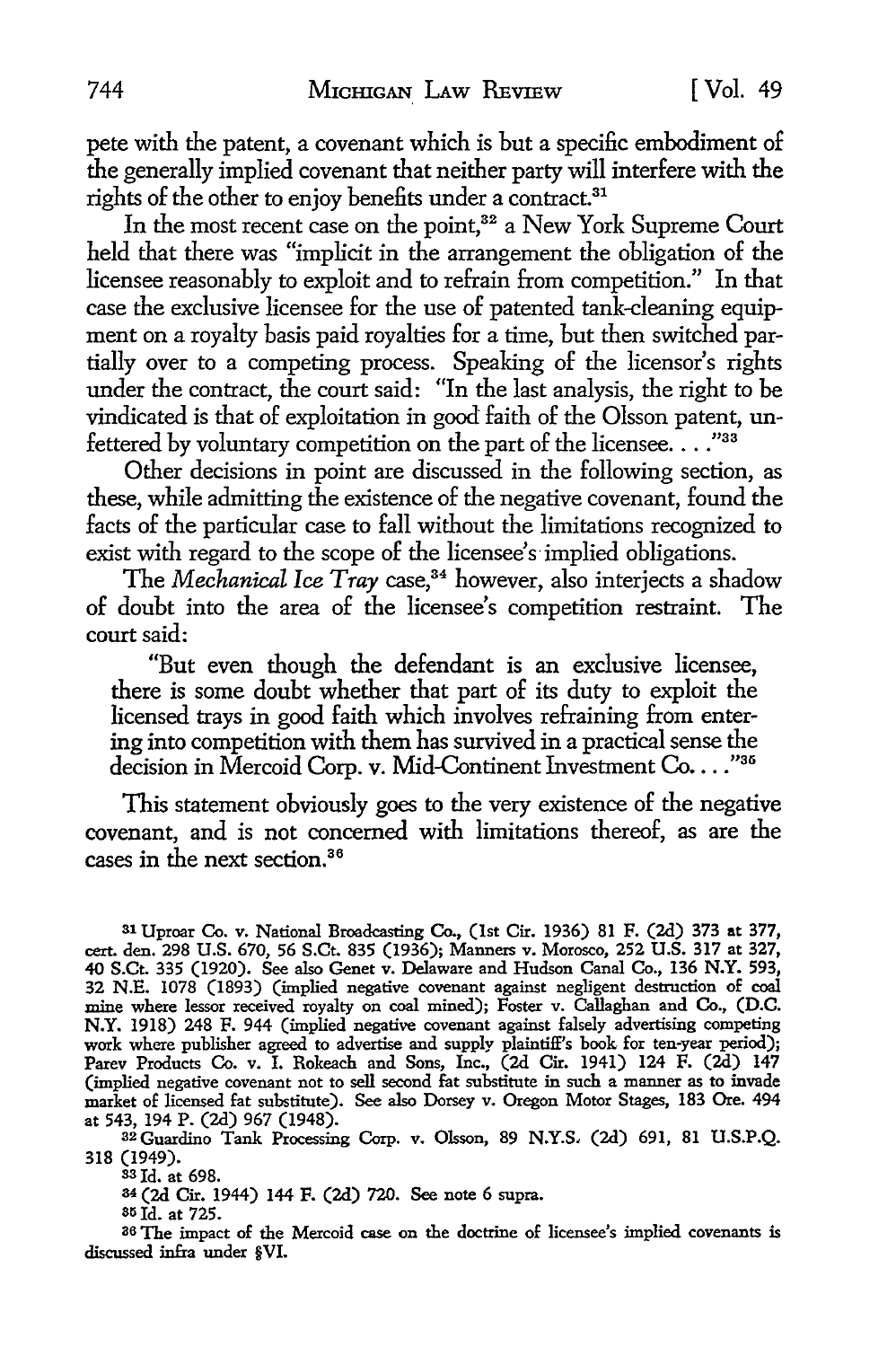pete with the patent, a covenant which is but a specific embodiment of the generally implied covenant that neither party will interfere with the rights of the other to enjoy benefits under a contract.[31]

In the most recent case on the point,[32] a New York Supreme Court held that there was "implicit in the arrangement the obligation of the licensee reasonably to exploit and to refrain from competition." In that case the exclusive licensee for the use of patented tank-cleaning equipment on a royalty basis paid royalties for a time, but then switched partially over to a competing process. Speaking of the licensor's rights under the contract, the court said: "In the last analysis, the right to be vindicated is that of exploitation in good faith of the Olsson patent, unfettered by voluntary competition on the part of the licensee. . . ."[33]

Other decisions in point are discussed in the following section, as these, while admitting the existence of the negative covenant, found the facts of the particular case to fall without the limitations recognized to exist with regard to the scope of the licensee's implied obligations.

The *Mechanical Ice Tray* case,[34] however, also interjects a shadow of doubt into the area of the licensee's competition restraint. The court said:

> "But even though the defendant is an exclusive licensee, there is some doubt whether that part of its duty to exploit the licensed trays in good faith which involves refraining from entering into competition with them has survived in a practical sense the decision in Mercoid Corp. v. Mid-Continent Investment Co. . . ."[35]

This statement obviously goes to the very existence of the negative covenant, and is not concerned with limitations thereof, as are the cases in the next section.[36]

---

[31] Uproar Co. v. National Broadcasting Co., (1st Cir. 1936) 81 F. (2d) 373 at 377, cert. den. 298 U.S. 670, 56 S.Ct. 835 (1936); Manners v. Morosco, 252 U.S. 317 at 327, 40 S.Ct. 335 (1920). See also Genet v. Delaware and Hudson Canal Co., 136 N.Y. 593, 32 N.E. 1078 (1893) (implied negative covenant against negligent destruction of coal mine where lessor received royalty on coal mined); Foster v. Callaghan and Co., (D.C. N.Y. 1918) 248 F. 944 (implied negative covenant against falsely advertising competing work where publisher agreed to advertise and supply plaintiff's book for ten-year period); Parev Products Co. v. I. Rokeach and Sons, Inc., (2d Cir. 1941) 124 F. (2d) 147 (implied negative covenant not to sell second fat substitute in such a manner as to invade market of licensed fat substitute). See also Dorsey v. Oregon Motor Stages, 183 Ore. 494 at 543, 194 P. (2d) 967 (1948).

[32] Guardino Tank Processing Corp. v. Olsson, 89 N.Y.S. (2d) 691, 81 U.S.P.Q. 318 (1949).

[33] Id. at 698.

[34] (2d Cir. 1944) 144 F. (2d) 720. See note 6 supra.

[35] Id. at 725.

[36] The impact of the Mercoid case on the doctrine of licensee's implied covenants is discussed infra under §VI.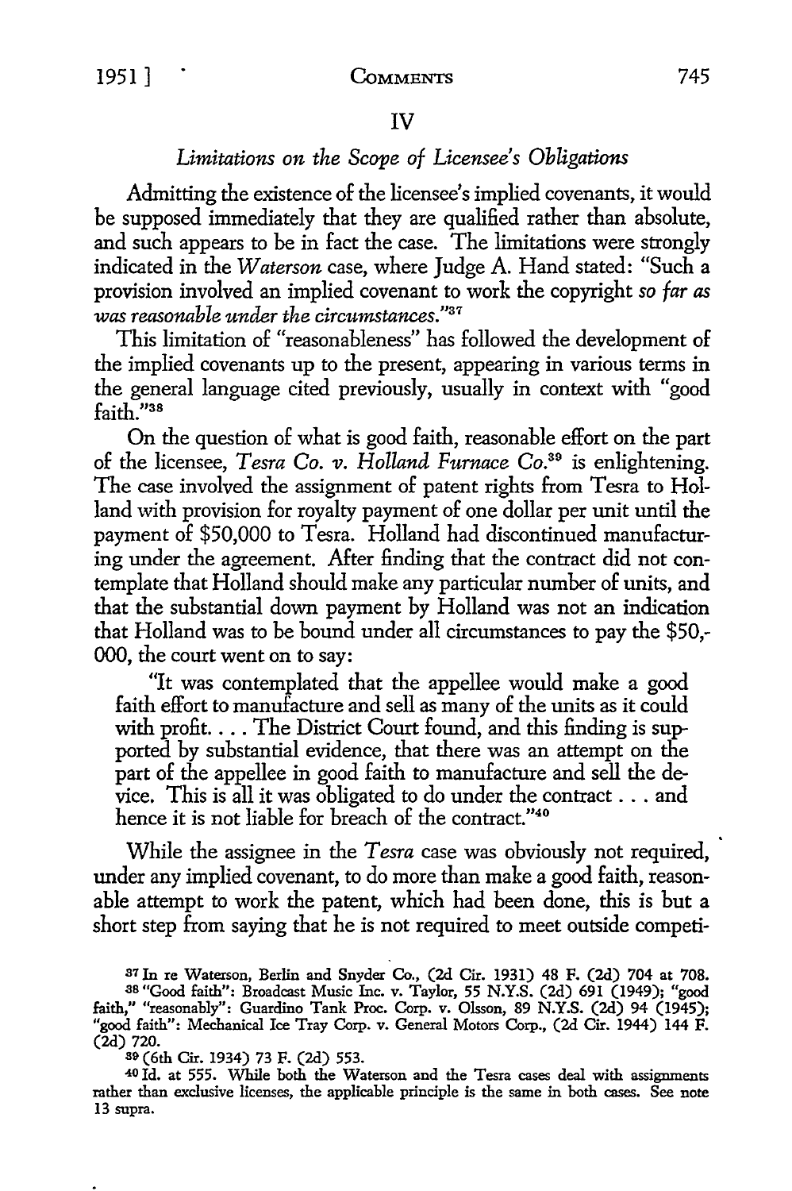## IV

### *Limitations on the Scope of Licensee's Obligations*

Admitting the existence of the licensee's implied covenants, it would be supposed immediately that they are qualified rather than absolute, and such appears to be in fact the case. The limitations were strongly indicated in the *Waterson* case, where Judge A. Hand stated: "Such a provision involved an implied covenant to work the copyright *so far as was reasonable under the circumstances.*"[37]

This limitation of "reasonableness" has followed the development of the implied covenants up to the present, appearing in various terms in the general language cited previously, usually in context with "good faith."[38]

On the question of what is good faith, reasonable effort on the part of the licensee, *Tesra Co. v. Holland Furnace Co.*[39] is enlightening. The case involved the assignment of patent rights from Tesra to Holland with provision for royalty payment of one dollar per unit until the payment of $50,000 to Tesra. Holland had discontinued manufacturing under the agreement. After finding that the contract did not contemplate that Holland should make any particular number of units, and that the substantial down payment by Holland was not an indication that Holland was to be bound under all circumstances to pay the $50,000, the court went on to say:

> "It was contemplated that the appellee would make a good faith effort to manufacture and sell as many of the units as it could with profit. . . . The District Court found, and this finding is supported by substantial evidence, that there was an attempt on the part of the appellee in good faith to manufacture and sell the device. This is all it was obligated to do under the contract . . . and hence it is not liable for breach of the contract."[40]

While the assignee in the *Tesra* case was obviously not required, under any implied covenant, to do more than make a good faith, reasonable attempt to work the patent, which had been done, this is but a short step from saying that he is not required to meet outside competi-

---

[37] In re Waterson, Berlin and Snyder Co., (2d Cir. 1931) 48 F. (2d) 704 at 708.

[38] "Good faith": Broadcast Music Inc. v. Taylor, 55 N.Y.S. (2d) 691 (1949); "good faith," "reasonably": Guardino Tank Proc. Corp. v. Olsson, 89 N.Y.S. (2d) 94 (1945); "good faith": Mechanical Ice Tray Corp. v. General Motors Corp., (2d Cir. 1944) 144 F. (2d) 720.

[39] (6th Cir. 1934) 73 F. (2d) 553.

[40] Id. at 555. While both the Waterson and the Tesra cases deal with assignments rather than exclusive licenses, the applicable principle is the same in both cases. See note 13 supra.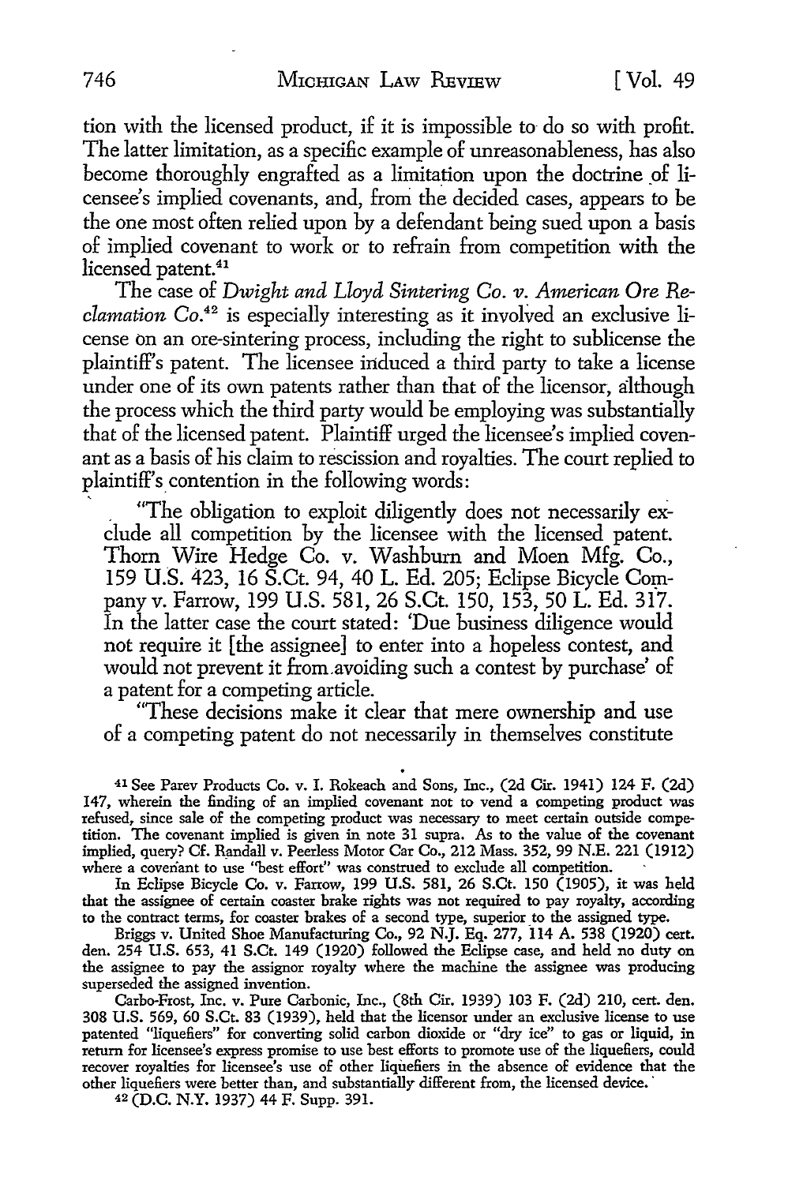tion with the licensed product, if it is impossible to do so with profit. The latter limitation, as a specific example of unreasonableness, has also become thoroughly engrafted as a limitation upon the doctrine of licensee's implied covenants, and, from the decided cases, appears to be the one most often relied upon by a defendant being sued upon a basis of implied covenant to work or to refrain from competition with the licensed patent.[41]

The case of *Dwight and Lloyd Sintering Co. v. American Ore Reclamation Co.*[42] is especially interesting as it involved an exclusive license on an ore-sintering process, including the right to sublicense the plaintiff's patent. The licensee induced a third party to take a license under one of its own patents rather than that of the licensor, although the process which the third party would be employing was substantially that of the licensed patent. Plaintiff urged the licensee's implied covenant as a basis of his claim to rescission and royalties. The court replied to plaintiff's contention in the following words:

"The obligation to exploit diligently does not necessarily exclude all competition by the licensee with the licensed patent. Thorn Wire Hedge Co. v. Washburn and Moen Mfg. Co., 159 U.S. 423, 16 S.Ct. 94, 40 L. Ed. 205; Eclipse Bicycle Company v. Farrow, 199 U.S. 581, 26 S.Ct. 150, 153, 50 L. Ed. 317. In the latter case the court stated: 'Due business diligence would not require it [the assignee] to enter into a hopeless contest, and would not prevent it from avoiding such a contest by purchase' of a patent for a competing article.

"These decisions make it clear that mere ownership and use of a competing patent do not necessarily in themselves constitute

---

[41] See Parev Products Co. v. I. Rokeach and Sons, Inc., (2d Cir. 1941) 124 F. (2d) 147, wherein the finding of an implied covenant not to vend a competing product was refused, since sale of the competing product was necessary to meet certain outside competition. The covenant implied is given in note 31 supra. As to the value of the covenant implied, query? Cf. Randall v. Peerless Motor Car Co., 212 Mass. 352, 99 N.E. 221 (1912) where a covenant to use "best effort" was construed to exclude all competition.

In Eclipse Bicycle Co. v. Farrow, 199 U.S. 581, 26 S.Ct. 150 (1905), it was held that the assignee of certain coaster brake rights was not required to pay royalty, according to the contract terms, for coaster brakes of a second type, superior to the assigned type.

Briggs v. United Shoe Manufacturing Co., 92 N.J. Eq. 277, 114 A. 538 (1920) cert. den. 254 U.S. 653, 41 S.Ct. 149 (1920) followed the Eclipse case, and held no duty on the assignee to pay the assignor royalty where the machine the assignee was producing superseded the assigned invention.

Carbo-Frost, Inc. v. Pure Carbonic, Inc., (8th Cir. 1939) 103 F. (2d) 210, cert. den. 308 U.S. 569, 60 S.Ct. 83 (1939), held that the licensor under an exclusive license to use patented "liquefiers" for converting solid carbon dioxide or "dry ice" to gas or liquid, in return for licensee's express promise to use best efforts to promote use of the liquefiers, could recover royalties for licensee's use of other liquefiers in the absence of evidence that the other liquefiers were better than, and substantially different from, the licensed device.

[42] (D.C. N.Y. 1937) 44 F. Supp. 391.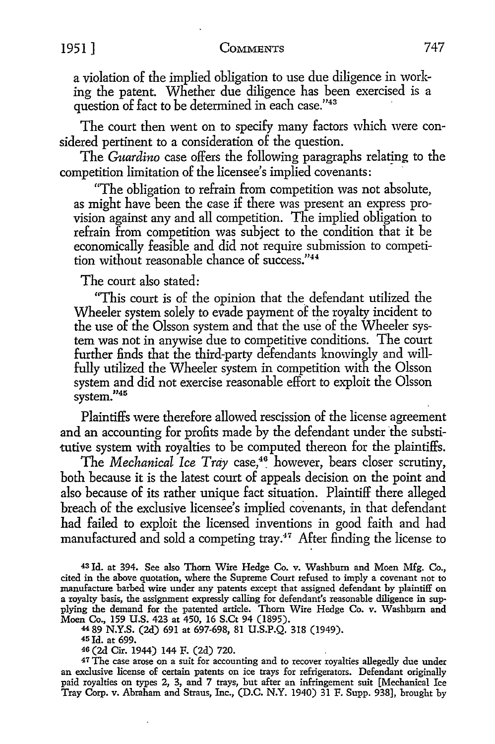a violation of the implied obligation to use due diligence in working the patent. Whether due diligence has been exercised is a question of fact to be determined in each case."[43]

The court then went on to specify many factors which were considered pertinent to a consideration of the question.

The *Guardino* case offers the following paragraphs relating to the competition limitation of the licensee's implied covenants:

> "The obligation to refrain from competition was not absolute, as might have been the case if there was present an express provision against any and all competition. The implied obligation to refrain from competition was subject to the condition that it be economically feasible and did not require submission to competition without reasonable chance of success."[44]

The court also stated:

> "This court is of the opinion that the defendant utilized the Wheeler system solely to evade payment of the royalty incident to the use of the Olsson system and that the use of the Wheeler system was not in anywise due to competitive conditions. The court further finds that the third-party defendants knowingly and willfully utilized the Wheeler system in competition with the Olsson system and did not exercise reasonable effort to exploit the Olsson system."[45]

Plaintiffs were therefore allowed rescission of the license agreement and an accounting for profits made by the defendant under the substitutive system with royalties to be computed thereon for the plaintiffs.

The *Mechanical Ice Tray* case,[46] however, bears closer scrutiny, both because it is the latest court of appeals decision on the point and also because of its rather unique fact situation. Plaintiff there alleged breach of the exclusive licensee's implied covenants, in that defendant had failed to exploit the licensed inventions in good faith and had manufactured and sold a competing tray.[47] After finding the license to

---

[43] Id. at 394. See also Thorn Wire Hedge Co. v. Washburn and Moen Mfg. Co., cited in the above quotation, where the Supreme Court refused to imply a covenant not to manufacture barbed wire under any patents except that assigned defendant by plaintiff on a royalty basis, the assignment expressly calling for defendant's reasonable diligence in supplying the demand for the patented article. Thorn Wire Hedge Co. v. Washburn and Moen Co., 159 U.S. 423 at 450, 16 S.Ct 94 (1895).

[44] 89 N.Y.S. (2d) 691 at 697-698, 81 U.S.P.Q. 318 (1949).

[45] Id. at 699.

[46] (2d Cir. 1944) 144 F. (2d) 720.

[47] The case arose on a suit for accounting and to recover royalties allegedly due under an exclusive license of certain patents on ice trays for refrigerators. Defendant originally paid royalties on types 2, 3, and 7 trays, but after an infringement suit [Mechanical Ice Tray Corp. v. Abraham and Straus, Inc., (D.C. N.Y. 1940) 31 F. Supp. 938], brought by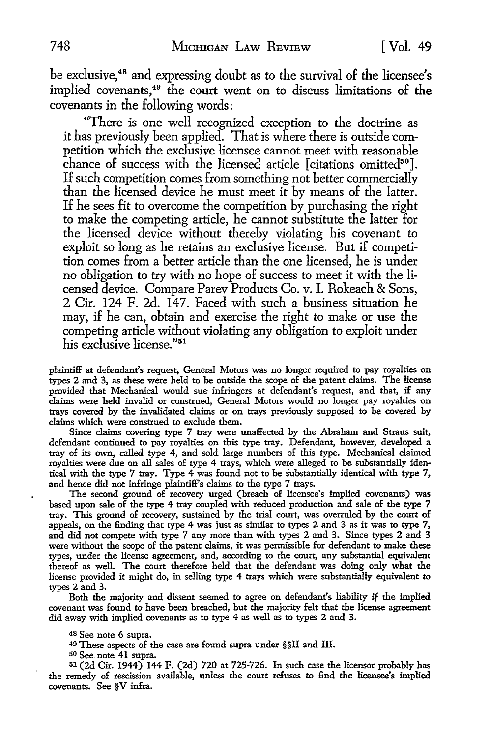be exclusive,[48] and expressing doubt as to the survival of the licensee's implied covenants,[49] the court went on to discuss limitations of the covenants in the following words:

> "There is one well recognized exception to the doctrine as it has previously been applied. That is where there is outside competition which the exclusive licensee cannot meet with reasonable chance of success with the licensed article [citations omitted[50]]. If such competition comes from something not better commercially than the licensed device he must meet it by means of the latter. If he sees fit to overcome the competition by purchasing the right to make the competing article, he cannot substitute the latter for the licensed device without thereby violating his covenant to exploit so long as he retains an exclusive license. But if competition comes from a better article than the one licensed, he is under no obligation to try with no hope of success to meet it with the licensed device. Compare Parev Products Co. v. I. Rokeach & Sons, 2 Cir. 124 F. 2d. 147. Faced with such a business situation he may, if he can, obtain and exercise the right to make or use the competing article without violating any obligation to exploit under his exclusive license."[51]

plaintiff at defendant's request, General Motors was no longer required to pay royalties on types 2 and 3, as these were held to be outside the scope of the patent claims. The license provided that Mechanical would sue infringers at defendant's request, and that, if any claims were held invalid or construed, General Motors would no longer pay royalties on trays covered by the invalidated claims or on trays previously supposed to be covered by claims which were construed to exclude them.

Since claims covering type 7 tray were unaffected by the Abraham and Straus suit, defendant continued to pay royalties on this type tray. Defendant, however, developed a tray of its own, called type 4, and sold large numbers of this type. Mechanical claimed royalties were due on all sales of type 4 trays, which were alleged to be substantially identical with the type 7 tray. Type 4 was found not to be substantially identical with type 7, and hence did not infringe plaintiff's claims to the type 7 trays.

The second ground of recovery urged (breach of licensee's implied covenants) was based upon sale of the type 4 tray coupled with reduced production and sale of the type 7 tray. This ground of recovery, sustained by the trial court, was overruled by the court of appeals, on the finding that type 4 was just as similar to types 2 and 3 as it was to type 7, and did not compete with type 7 any more than with types 2 and 3. Since types 2 and 3 were without the scope of the patent claims, it was permissible for defendant to make these types, under the license agreement, and, according to the court, any substantial equivalent thereof as well. The court therefore held that the defendant was doing only what the license provided it might do, in selling type 4 trays which were substantially equivalent to types 2 and 3.

Both the majority and dissent seemed to agree on defendant's liability *if* the implied covenant was found to have been breached, but the majority felt that the license agreement did away with implied covenants as to type 4 as well as to types 2 and 3.

[48] See note 6 supra.

[49] These aspects of the case are found supra under §§II and III.

[50] See note 41 supra.

[51] (2d Cir. 1944) 144 F. (2d) 720 at 725-726. In such case the licensor probably has the remedy of rescission available, unless the court refuses to find the licensee's implied covenants. See §V infra.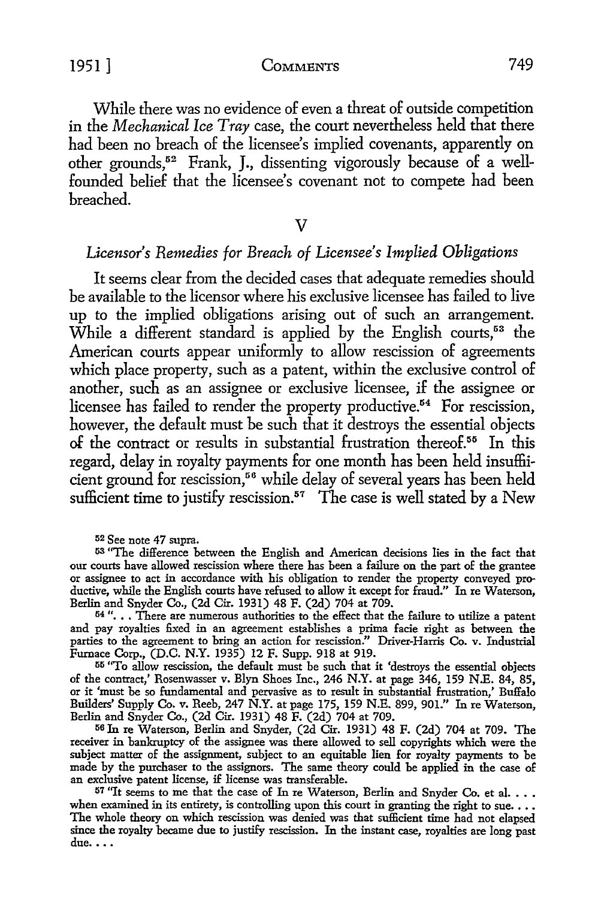While there was no evidence of even a threat of outside competition in the *Mechanical Ice Tray* case, the court nevertheless held that there had been no breach of the licensee's implied covenants, apparently on other grounds,[52] Frank, J., dissenting vigorously because of a well-founded belief that the licensee's covenant not to compete had been breached.

## V

### *Licensor's Remedies for Breach of Licensee's Implied Obligations*

It seems clear from the decided cases that adequate remedies should be available to the licensor where his exclusive licensee has failed to live up to the implied obligations arising out of such an arrangement. While a different standard is applied by the English courts,[53] the American courts appear uniformly to allow rescission of agreements which place property, such as a patent, within the exclusive control of another, such as an assignee or exclusive licensee, if the assignee or licensee has failed to render the property productive.[54] For rescission, however, the default must be such that it destroys the essential objects of the contract or results in substantial frustration thereof.[55] In this regard, delay in royalty payments for one month has been held insufficient ground for rescission,[56] while delay of several years has been held sufficient time to justify rescission.[57] The case is well stated by a New

[52] See note 47 supra.

[53] "The difference between the English and American decisions lies in the fact that our courts have allowed rescission where there has been a failure on the part of the grantee or assignee to act in accordance with his obligation to render the property conveyed productive, while the English courts have refused to allow it except for fraud." In re Waterson, Berlin and Snyder Co., (2d Cir. 1931) 48 F. (2d) 704 at 709.

[54] ". . . There are numerous authorities to the effect that the failure to utilize a patent and pay royalties fixed in an agreement establishes a prima facie right as between the parties to the agreement to bring an action for rescission." Driver-Harris Co. v. Industrial Furnace Corp., (D.C. N.Y. 1935) 12 F. Supp. 918 at 919.

[55] "To allow rescission, the default must be such that it 'destroys the essential objects of the contract,' Rosenwasser v. Blyn Shoes Inc., 246 N.Y. at page 346, 159 N.E. 84, 85, or it 'must be so fundamental and pervasive as to result in substantial frustration,' Buffalo Builders' Supply Co. v. Reeb, 247 N.Y. at page 175, 159 N.E. 899, 901." In re Waterson, Berlin and Snyder Co., (2d Cir. 1931) 48 F. (2d) 704 at 709.

[56] In re Waterson, Berlin and Snyder, (2d Cir. 1931) 48 F. (2d) 704 at 709. The receiver in bankruptcy of the assignee was there allowed to sell copyrights which were the subject matter of the assignment, subject to an equitable lien for royalty payments to be made by the purchaser to the assignors. The same theory could be applied in the case of an exclusive patent license, if license was transferable.

[57] "It seems to me that the case of In re Waterson, Berlin and Snyder Co. et al. . . . when examined in its entirety, is controlling upon this court in granting the right to sue. . . . The whole theory on which rescission was denied was that sufficient time had not elapsed since the royalty became due to justify rescission. In the instant case, royalties are long past due. . . .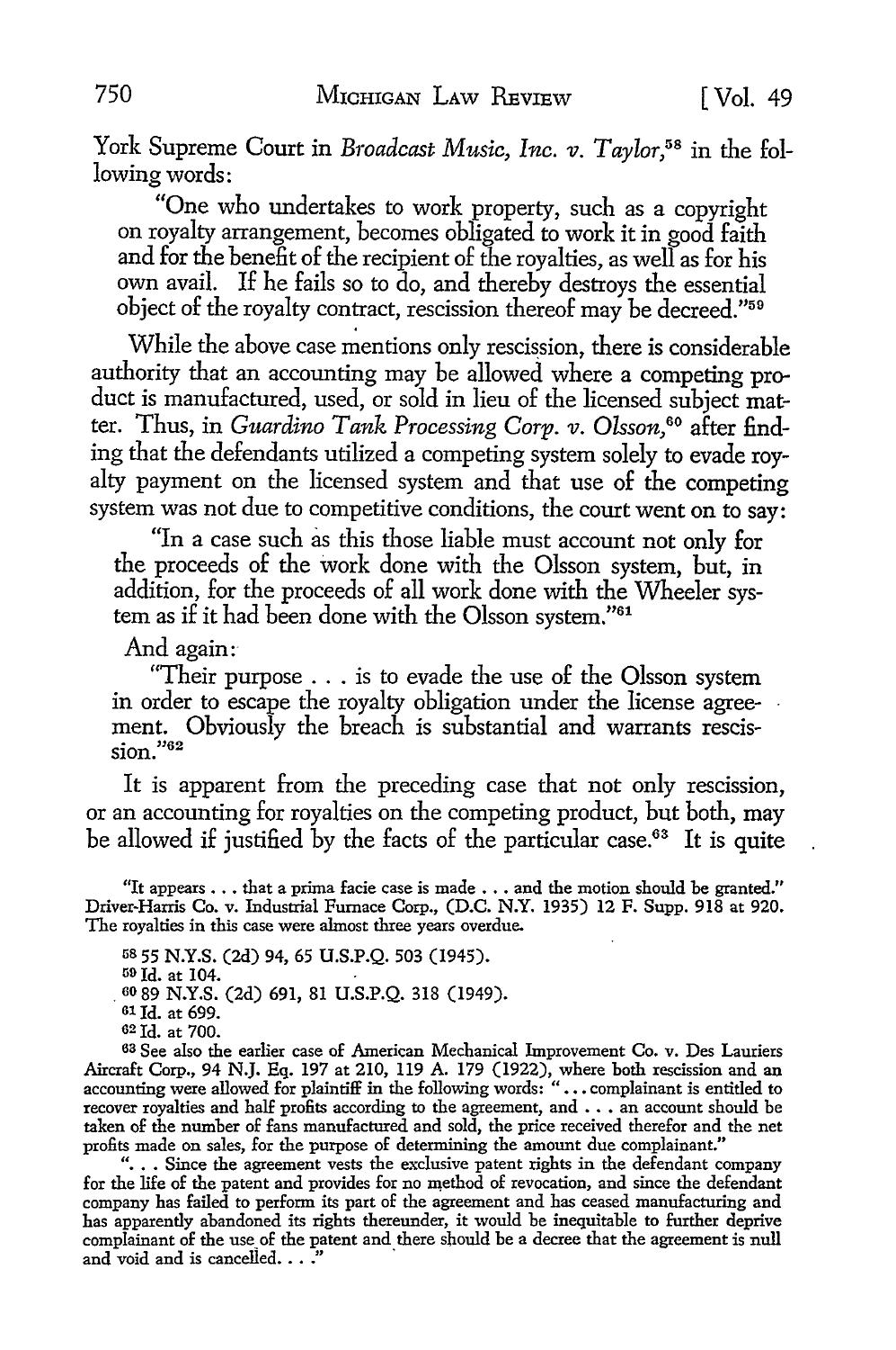York Supreme Court in *Broadcast Music, Inc. v. Taylor*,[58] in the following words:

> "One who undertakes to work property, such as a copyright on royalty arrangement, becomes obligated to work it in good faith and for the benefit of the recipient of the royalties, as well as for his own avail. If he fails so to do, and thereby destroys the essential object of the royalty contract, rescission thereof may be decreed."[59]

While the above case mentions only rescission, there is considerable authority that an accounting may be allowed where a competing product is manufactured, used, or sold in lieu of the licensed subject matter. Thus, in *Guardino Tank Processing Corp. v. Olsson*,[60] after finding that the defendants utilized a competing system solely to evade royalty payment on the licensed system and that use of the competing system was not due to competitive conditions, the court went on to say:

> "In a case such as this those liable must account not only for the proceeds of the work done with the Olsson system, but, in addition, for the proceeds of all work done with the Wheeler system as if it had been done with the Olsson system."[61]

And again:

> "Their purpose . . . is to evade the use of the Olsson system in order to escape the royalty obligation under the license agreement. Obviously the breach is substantial and warrants rescission."[62]

It is apparent from the preceding case that not only rescission, or an accounting for royalties on the competing product, but both, may be allowed if justified by the facts of the particular case.[63] It is quite

"It appears . . . that a prima facie case is made . . . and the motion should be granted." Driver-Harris Co. v. Industrial Furnace Corp., (D.C. N.Y. 1935) 12 F. Supp. 918 at 920. The royalties in this case were almost three years overdue.

[58] 55 N.Y.S. (2d) 94, 65 U.S.P.Q. 503 (1945).

[59] Id. at 104.

[60] 89 N.Y.S. (2d) 691, 81 U.S.P.Q. 318 (1949).

[61] Id. at 699.

[62] Id. at 700.

[63] See also the earlier case of American Mechanical Improvement Co. v. Des Lauriers Aircraft Corp., 94 N.J. Eq. 197 at 210, 119 A. 179 (1922), where both rescission and an accounting were allowed for plaintiff in the following words: ". . . complainant is entitled to recover royalties and half profits according to the agreement, and . . . an account should be taken of the number of fans manufactured and sold, the price received therefor and the net profits made on sales, for the purpose of determining the amount due complainant."

". . . Since the agreement vests the exclusive patent rights in the defendant company for the life of the patent and provides for no method of revocation, and since the defendant company has failed to perform its part of the agreement and has ceased manufacturing and has apparently abandoned its rights thereunder, it would be inequitable to further deprive complainant of the use of the patent and there should be a decree that the agreement is null and void and is cancelled. . . ."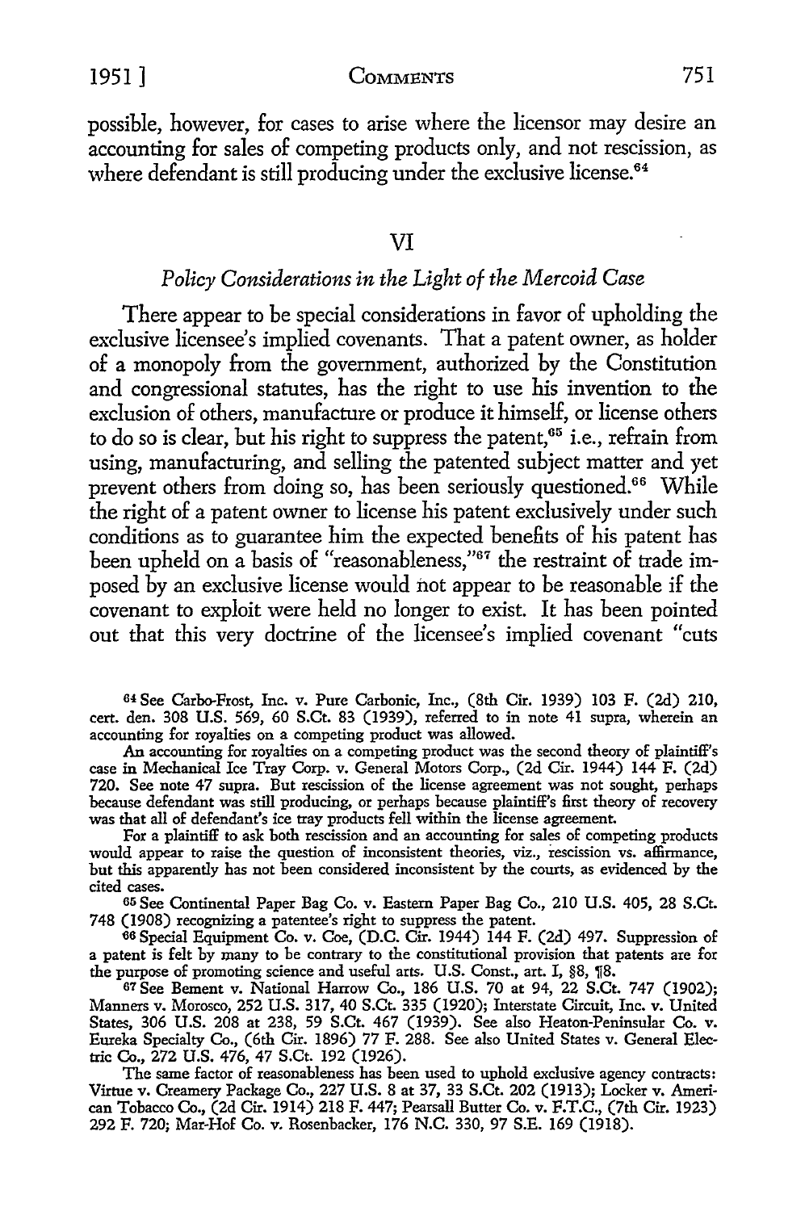possible, however, for cases to arise where the licensor may desire an accounting for sales of competing products only, and not rescission, as where defendant is still producing under the exclusive license.[64]

## VI

### *Policy Considerations in the Light of the Mercoid Case*

There appear to be special considerations in favor of upholding the exclusive licensee's implied covenants. That a patent owner, as holder of a monopoly from the government, authorized by the Constitution and congressional statutes, has the right to use his invention to the exclusion of others, manufacture or produce it himself, or license others to do so is clear, but his right to suppress the patent,[65] i.e., refrain from using, manufacturing, and selling the patented subject matter and yet prevent others from doing so, has been seriously questioned.[66] While the right of a patent owner to license his patent exclusively under such conditions as to guarantee him the expected benefits of his patent has been upheld on a basis of "reasonableness,"[67] the restraint of trade imposed by an exclusive license would not appear to be reasonable if the covenant to exploit were held no longer to exist. It has been pointed out that this very doctrine of the licensee's implied covenant "cuts

---

[64] See Carbo-Frost, Inc. v. Pure Carbonic, Inc., (8th Cir. 1939) 103 F. (2d) 210, cert. den. 308 U.S. 569, 60 S.Ct. 83 (1939), referred to in note 41 supra, wherein an accounting for royalties on a competing product was allowed.

An accounting for royalties on a competing product was the second theory of plaintiff's case in Mechanical Ice Tray Corp. v. General Motors Corp., (2d Cir. 1944) 144 F. (2d) 720. See note 47 supra. But rescission of the license agreement was not sought, perhaps because defendant was still producing, or perhaps because plaintiff's first theory of recovery was that all of defendant's ice tray products fell within the license agreement.

For a plaintiff to ask both rescission and an accounting for sales of competing products would appear to raise the question of inconsistent theories, viz., rescission vs. affirmance, but this apparently has not been considered inconsistent by the courts, as evidenced by the cited cases.

[65] See Continental Paper Bag Co. v. Eastern Paper Bag Co., 210 U.S. 405, 28 S.Ct. 748 (1908) recognizing a patentee's right to suppress the patent.

[66] Special Equipment Co. v. Coe, (D.C. Cir. 1944) 144 F. (2d) 497. Suppression of a patent is felt by many to be contrary to the constitutional provision that patents are for the purpose of promoting science and useful arts. U.S. Const., art. I, §8, ¶8.

[67] See Bement v. National Harrow Co., 186 U.S. 70 at 94, 22 S.Ct. 747 (1902); Manners v. Morosco, 252 U.S. 317, 40 S.Ct. 335 (1920); Interstate Circuit, Inc. v. United States, 306 U.S. 208 at 238, 59 S.Ct. 467 (1939). See also Heaton-Peninsular Co. v. Eureka Specialty Co., (6th Cir. 1896) 77 F. 288. See also United States v. General Electric Co., 272 U.S. 476, 47 S.Ct. 192 (1926).

The same factor of reasonableness has been used to uphold exclusive agency contracts: Virtue v. Creamery Package Co., 227 U.S. 8 at 37, 33 S.Ct. 202 (1913); Locker v. American Tobacco Co., (2d Cir. 1914) 218 F. 447; Pearsall Butter Co. v. F.T.C., (7th Cir. 1923) 292 F. 720; Mar-Hof Co. v. Rosenbacker, 176 N.C. 330, 97 S.E. 169 (1918).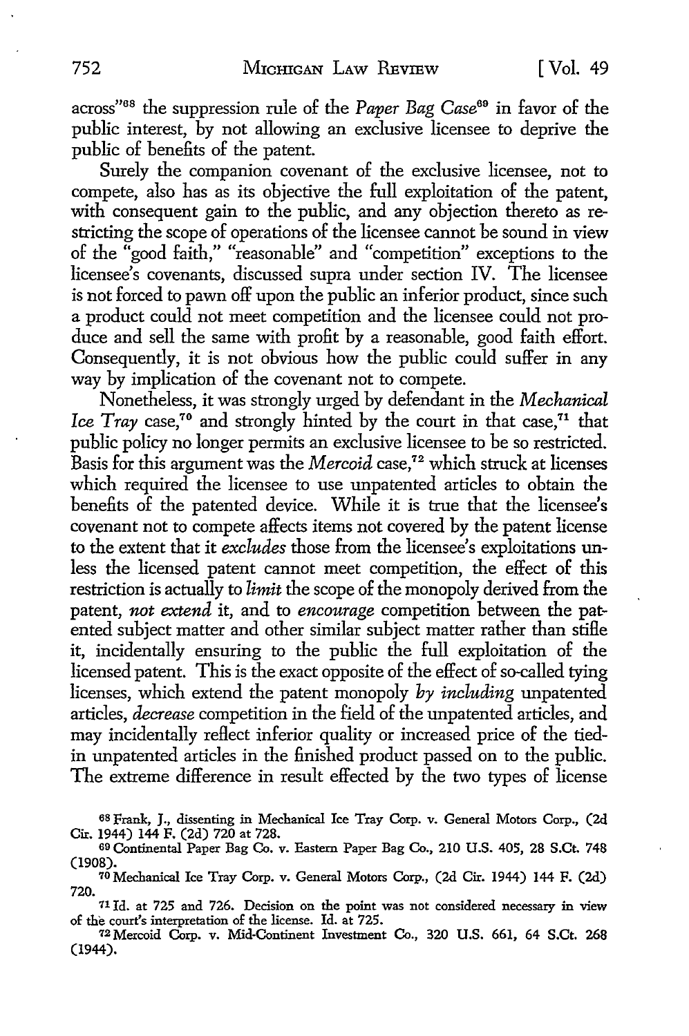across"[68] the suppression rule of the *Paper Bag Case*[69] in favor of the public interest, by not allowing an exclusive licensee to deprive the public of benefits of the patent.

Surely the companion covenant of the exclusive licensee, not to compete, also has as its objective the full exploitation of the patent, with consequent gain to the public, and any objection thereto as restricting the scope of operations of the licensee cannot be sound in view of the "good faith," "reasonable" and "competition" exceptions to the licensee's covenants, discussed supra under section IV. The licensee is not forced to pawn off upon the public an inferior product, since such a product could not meet competition and the licensee could not produce and sell the same with profit by a reasonable, good faith effort. Consequently, it is not obvious how the public could suffer in any way by implication of the covenant not to compete.

Nonetheless, it was strongly urged by defendant in the *Mechanical Ice Tray* case,[70] and strongly hinted by the court in that case,[71] that public policy no longer permits an exclusive licensee to be so restricted. Basis for this argument was the *Mercoid* case,[72] which struck at licenses which required the licensee to use unpatented articles to obtain the benefits of the patented device. While it is true that the licensee's covenant not to compete affects items not covered by the patent license to the extent that it *excludes* those from the licensee's exploitations unless the licensed patent cannot meet competition, the effect of this restriction is actually to *limit* the scope of the monopoly derived from the patent, *not extend* it, and to *encourage* competition between the patented subject matter and other similar subject matter rather than stifle it, incidentally ensuring to the public the full exploitation of the licensed patent. This is the exact opposite of the effect of so-called tying licenses, which extend the patent monopoly *by including* unpatented articles, *decrease* competition in the field of the unpatented articles, and may incidentally reflect inferior quality or increased price of the tied-in unpatented articles in the finished product passed on to the public. The extreme difference in result effected by the two types of license

---

[68] Frank, J., dissenting in Mechanical Ice Tray Corp. v. General Motors Corp., (2d Cir. 1944) 144 F. (2d) 720 at 728.

[69] Continental Paper Bag Co. v. Eastern Paper Bag Co., 210 U.S. 405, 28 S.Ct. 748 (1908).

[70] Mechanical Ice Tray Corp. v. General Motors Corp., (2d Cir. 1944) 144 F. (2d) 720.

[71] Id. at 725 and 726. Decision on the point was not considered necessary in view of the court's interpretation of the license. Id. at 725.

[72] Mercoid Corp. v. Mid-Continent Investment Co., 320 U.S. 661, 64 S.Ct. 268 (1944).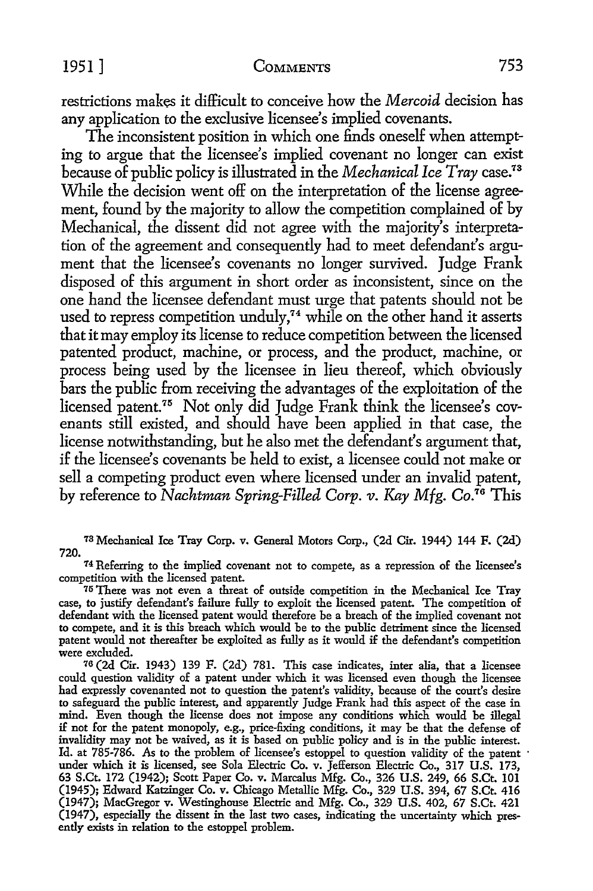restrictions makes it difficult to conceive how the *Mercoid* decision has any application to the exclusive licensee's implied covenants.

The inconsistent position in which one finds oneself when attempting to argue that the licensee's implied covenant no longer can exist because of public policy is illustrated in the *Mechanical Ice Tray* case.[73] While the decision went off on the interpretation of the license agreement, found by the majority to allow the competition complained of by Mechanical, the dissent did not agree with the majority's interpretation of the agreement and consequently had to meet defendant's argument that the licensee's covenants no longer survived. Judge Frank disposed of this argument in short order as inconsistent, since on the one hand the licensee defendant must urge that patents should not be used to repress competition unduly,[74] while on the other hand it asserts that it may employ its license to reduce competition between the licensed patented product, machine, or process, and the product, machine, or process being used by the licensee in lieu thereof, which obviously bars the public from receiving the advantages of the exploitation of the licensed patent.[75] Not only did Judge Frank think the licensee's covenants still existed, and should have been applied in that case, the license notwithstanding, but he also met the defendant's argument that, if the licensee's covenants be held to exist, a licensee could not make or sell a competing product even where licensed under an invalid patent, by reference to *Nachtman Spring-Filled Corp. v. Kay Mfg. Co.*[76] This

[73] Mechanical Ice Tray Corp. v. General Motors Corp., (2d Cir. 1944) 144 F. (2d) 720.

[74] Referring to the implied covenant not to compete, as a repression of the licensee's competition with the licensed patent.

[75] There was not even a threat of outside competition in the Mechanical Ice Tray case, to justify defendant's failure fully to exploit the licensed patent. The competition of defendant with the licensed patent would therefore be a breach of the implied covenant not to compete, and it is this breach which would be to the public detriment since the licensed patent would not thereafter be exploited as fully as it would if the defendant's competition were excluded.

[76] (2d Cir. 1943) 139 F. (2d) 781. This case indicates, inter alia, that a licensee could question validity of a patent under which it was licensed even though the licensee had expressly covenanted not to question the patent's validity, because of the court's desire to safeguard the public interest, and apparently Judge Frank had this aspect of the case in mind. Even though the license does not impose any conditions which would be illegal if not for the patent monopoly, e.g., price-fixing conditions, it may be that the defense of invalidity may not be waived, as it is based on public policy and is in the public interest. Id. at 785-786. As to the problem of licensee's estoppel to question validity of the patent under which it is licensed, see Sola Electric Co. v. Jefferson Electric Co., 317 U.S. 173, 63 S.Ct. 172 (1942); Scott Paper Co. v. Marcalus Mfg. Co., 326 U.S. 249, 66 S.Ct. 101 (1945); Edward Katzinger Co. v. Chicago Metallic Mfg. Co., 329 U.S. 394, 67 S.Ct. 416 (1947); MacGregor v. Westinghouse Electric and Mfg. Co., 329 U.S. 402, 67 S.Ct. 421 (1947), especially the dissent in the last two cases, indicating the uncertainty which presently exists in relation to the estoppel problem.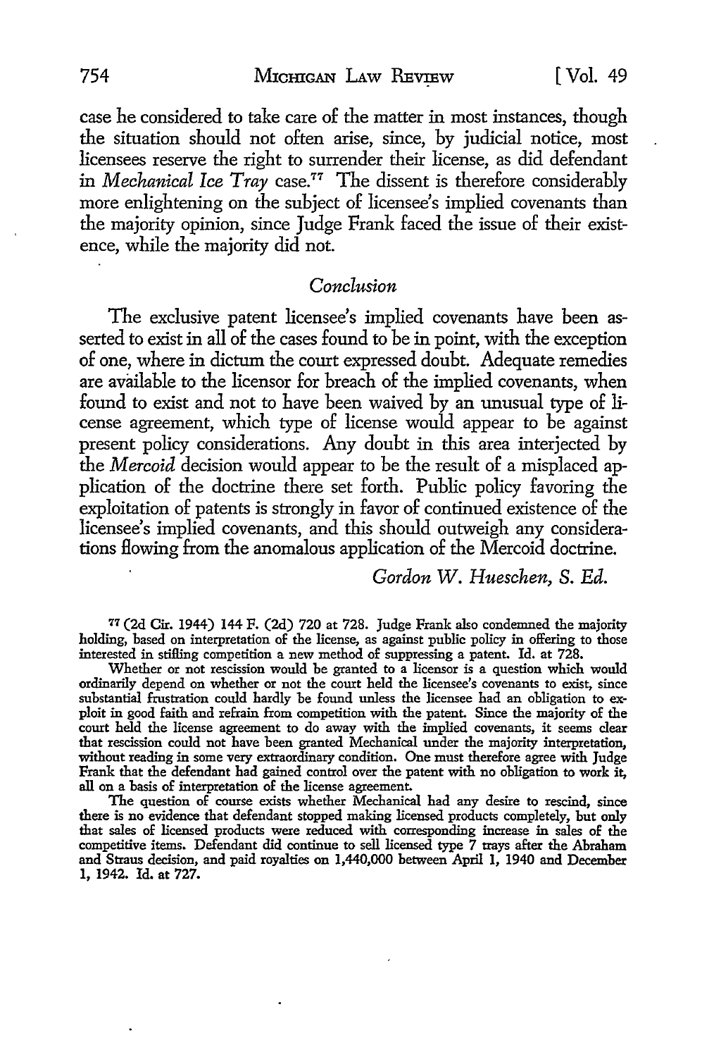case he considered to take care of the matter in most instances, though the situation should not often arise, since, by judicial notice, most licensees reserve the right to surrender their license, as did defendant in *Mechanical Ice Tray* case.[77] The dissent is therefore considerably more enlightening on the subject of licensee's implied covenants than the majority opinion, since Judge Frank faced the issue of their existence, while the majority did not.

## *Conclusion*

The exclusive patent licensee's implied covenants have been asserted to exist in all of the cases found to be in point, with the exception of one, where in dictum the court expressed doubt. Adequate remedies are available to the licensor for breach of the implied covenants, when found to exist and not to have been waived by an unusual type of license agreement, which type of license would appear to be against present policy considerations. Any doubt in this area interjected by the *Mercoid* decision would appear to be the result of a misplaced application of the doctrine there set forth. Public policy favoring the exploitation of patents is strongly in favor of continued existence of the licensee's implied covenants, and this should outweigh any considerations flowing from the anomalous application of the Mercoid doctrine.

*Gordon W. Hueschen, S. Ed.*

[77] (2d Cir. 1944) 144 F. (2d) 720 at 728. Judge Frank also condemned the majority holding, based on interpretation of the license, as against public policy in offering to those interested in stifling competition a new method of suppressing a patent. Id. at 728.

Whether or not rescission would be granted to a licensor is a question which would ordinarily depend on whether or not the court held the licensee's covenants to exist, since substantial frustration could hardly be found unless the licensee had an obligation to exploit in good faith and refrain from competition with the patent. Since the majority of the court held the license agreement to do away with the implied covenants, it seems clear that rescission could not have been granted Mechanical under the majority interpretation, without reading in some very extraordinary condition. One must therefore agree with Judge Frank that the defendant had gained control over the patent with no obligation to work it, all on a basis of interpretation of the license agreement.

The question of course exists whether Mechanical had any desire to rescind, since there is no evidence that defendant stopped making licensed products completely, but only that sales of licensed products were reduced with corresponding increase in sales of the competitive items. Defendant did continue to sell licensed type 7 trays after the Abraham and Straus decision, and paid royalties on 1,440,000 between April 1, 1940 and December 1, 1942. Id. at 727.